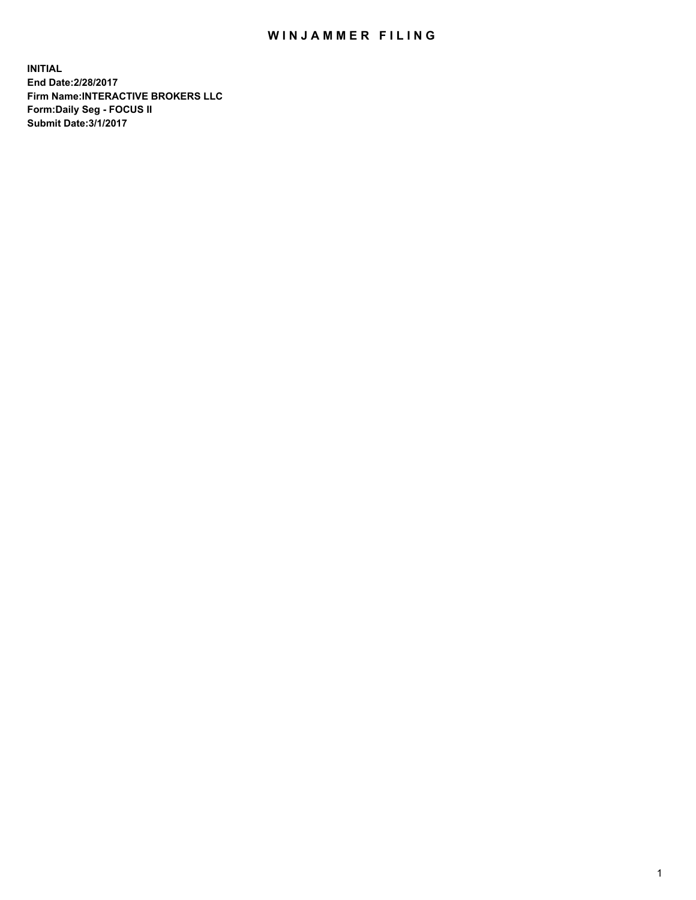# WINJAMMER FILING

**INITIAL**
**End Date:2/28/2017**
**Firm Name:INTERACTIVE BROKERS LLC**
**Form:Daily Seg - FOCUS II**
**Submit Date:3/1/2017**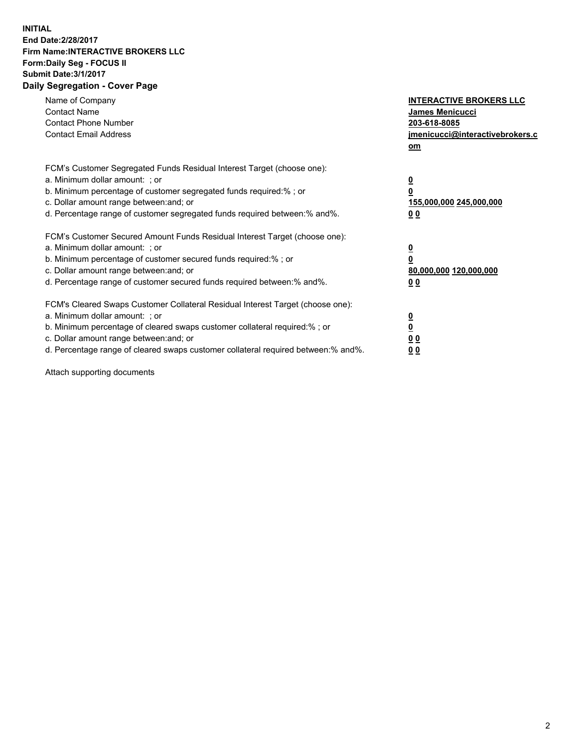**INITIAL**
**End Date:2/28/2017**
**Firm Name:INTERACTIVE BROKERS LLC**
**Form:Daily Seg - FOCUS II**
**Submit Date:3/1/2017**
**Daily Segregation - Cover Page**

| | |
|---|---|
| Name of Company | **INTERACTIVE BROKERS LLC** |
| Contact Name | **James Menicucci** |
| Contact Phone Number | **203-618-8085** |
| Contact Email Address | **jmenicucci@interactivebrokers.com** |

FCM's Customer Segregated Funds Residual Interest Target (choose one):

| | |
|---|---|
| a. Minimum dollar amount: ; or | **0** |
| b. Minimum percentage of customer segregated funds required:% ; or | **0** |
| c. Dollar amount range between:and; or | **155,000,000 245,000,000** |
| d. Percentage range of customer segregated funds required between:% and%. | **0 0** |

FCM's Customer Secured Amount Funds Residual Interest Target (choose one):

| | |
|---|---|
| a. Minimum dollar amount: ; or | **0** |
| b. Minimum percentage of customer secured funds required:% ; or | **0** |
| c. Dollar amount range between:and; or | **80,000,000 120,000,000** |
| d. Percentage range of customer secured funds required between:% and%. | **0 0** |

FCM's Cleared Swaps Customer Collateral Residual Interest Target (choose one):

| | |
|---|---|
| a. Minimum dollar amount: ; or | **0** |
| b. Minimum percentage of cleared swaps customer collateral required:% ; or | **0** |
| c. Dollar amount range between:and; or | **0 0** |
| d. Percentage range of cleared swaps customer collateral required between:% and%. | **0 0** |

Attach supporting documents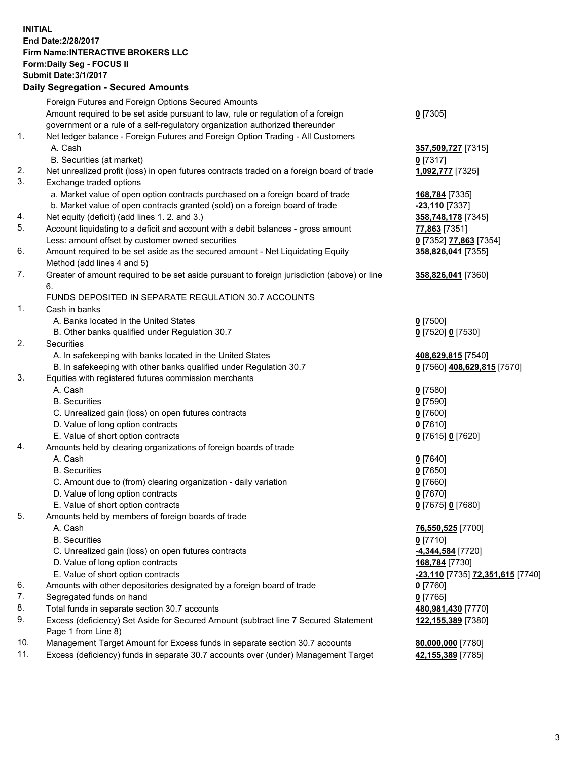**INITIAL**
**End Date:2/28/2017**
**Firm Name:INTERACTIVE BROKERS LLC**
**Form:Daily Seg - FOCUS II**
**Submit Date:3/1/2017**
**Daily Segregation - Secured Amounts**

| | | |
|---|---|---|
| | Foreign Futures and Foreign Options Secured Amounts | |
| | Amount required to be set aside pursuant to law, rule or regulation of a foreign government or a rule of a self-regulatory organization authorized thereunder | **0** [7305] |
| 1. | Net ledger balance - Foreign Futures and Foreign Option Trading - All Customers | |
| | A. Cash | **357,509,727** [7315] |
| | B. Securities (at market) | **0** [7317] |
| 2. | Net unrealized profit (loss) in open futures contracts traded on a foreign board of trade | **1,092,777** [7325] |
| 3. | Exchange traded options | |
| | a. Market value of open option contracts purchased on a foreign board of trade | **168,784** [7335] |
| | b. Market value of open contracts granted (sold) on a foreign board of trade | **-23,110** [7337] |
| 4. | Net equity (deficit) (add lines 1. 2. and 3.) | **358,748,178** [7345] |
| 5. | Account liquidating to a deficit and account with a debit balances - gross amount | **77,863** [7351] |
| | Less: amount offset by customer owned securities | **0** [7352] **77,863** [7354] |
| 6. | Amount required to be set aside as the secured amount - Net Liquidating Equity Method (add lines 4 and 5) | **358,826,041** [7355] |
| 7. | Greater of amount required to be set aside pursuant to foreign jurisdiction (above) or line 6. | **358,826,041** [7360] |
| | FUNDS DEPOSITED IN SEPARATE REGULATION 30.7 ACCOUNTS | |
| 1. | Cash in banks | |
| | A. Banks located in the United States | **0** [7500] |
| | B. Other banks qualified under Regulation 30.7 | **0** [7520] **0** [7530] |
| 2. | Securities | |
| | A. In safekeeping with banks located in the United States | **408,629,815** [7540] |
| | B. In safekeeping with other banks qualified under Regulation 30.7 | **0** [7560] **408,629,815** [7570] |
| 3. | Equities with registered futures commission merchants | |
| | A. Cash | **0** [7580] |
| | B. Securities | **0** [7590] |
| | C. Unrealized gain (loss) on open futures contracts | **0** [7600] |
| | D. Value of long option contracts | **0** [7610] |
| | E. Value of short option contracts | **0** [7615] **0** [7620] |
| 4. | Amounts held by clearing organizations of foreign boards of trade | |
| | A. Cash | **0** [7640] |
| | B. Securities | **0** [7650] |
| | C. Amount due to (from) clearing organization - daily variation | **0** [7660] |
| | D. Value of long option contracts | **0** [7670] |
| | E. Value of short option contracts | **0** [7675] **0** [7680] |
| 5. | Amounts held by members of foreign boards of trade | |
| | A. Cash | **76,550,525** [7700] |
| | B. Securities | **0** [7710] |
| | C. Unrealized gain (loss) on open futures contracts | **-4,344,584** [7720] |
| | D. Value of long option contracts | **168,784** [7730] |
| | E. Value of short option contracts | **-23,110** [7735] **72,351,615** [7740] |
| 6. | Amounts with other depositories designated by a foreign board of trade | **0** [7760] |
| 7. | Segregated funds on hand | **0** [7765] |
| 8. | Total funds in separate section 30.7 accounts | **480,981,430** [7770] |
| 9. | Excess (deficiency) Set Aside for Secured Amount (subtract line 7 Secured Statement Page 1 from Line 8) | **122,155,389** [7380] |
| 10. | Management Target Amount for Excess funds in separate section 30.7 accounts | **80,000,000** [7780] |
| 11. | Excess (deficiency) funds in separate 30.7 accounts over (under) Management Target | **42,155,389** [7785] |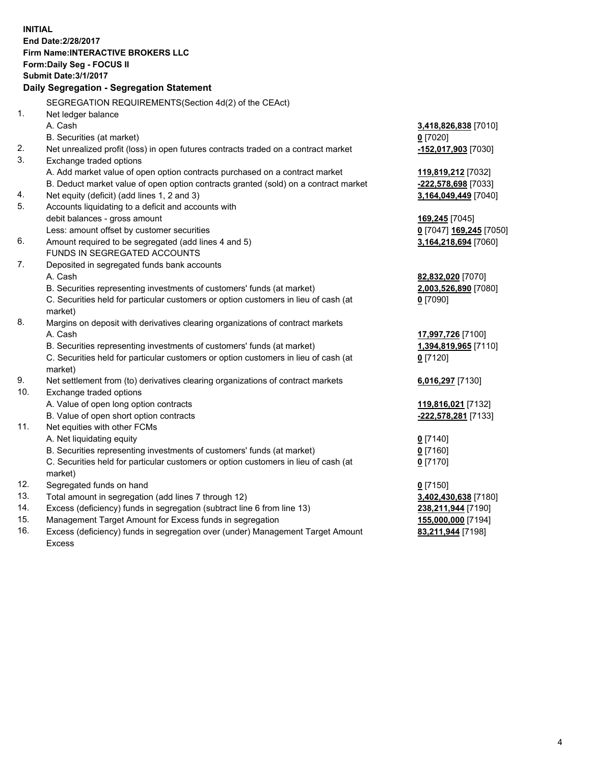**INITIAL**
**End Date:2/28/2017**
**Firm Name:INTERACTIVE BROKERS LLC**
**Form:Daily Seg - FOCUS II**
**Submit Date:3/1/2017**

## Daily Segregation - Segregation Statement

SEGREGATION REQUIREMENTS(Section 4d(2) of the CEAct)

| | | |
|---|---|---|
| 1. | Net ledger balance | |
| | A. Cash | **3,418,826,838** [7010] |
| | B. Securities (at market) | **0** [7020] |
| 2. | Net unrealized profit (loss) in open futures contracts traded on a contract market | **-152,017,903** [7030] |
| 3. | Exchange traded options | |
| | A. Add market value of open option contracts purchased on a contract market | **119,819,212** [7032] |
| | B. Deduct market value of open option contracts granted (sold) on a contract market | **-222,578,698** [7033] |
| 4. | Net equity (deficit) (add lines 1, 2 and 3) | **3,164,049,449** [7040] |
| 5. | Accounts liquidating to a deficit and accounts with | |
| | debit balances - gross amount | **169,245** [7045] |
| | Less: amount offset by customer securities | **0** [7047] **169,245** [7050] |
| 6. | Amount required to be segregated (add lines 4 and 5) | **3,164,218,694** [7060] |
| | FUNDS IN SEGREGATED ACCOUNTS | |
| 7. | Deposited in segregated funds bank accounts | |
| | A. Cash | **82,832,020** [7070] |
| | B. Securities representing investments of customers' funds (at market) | **2,003,526,890** [7080] |
| | C. Securities held for particular customers or option customers in lieu of cash (at market) | **0** [7090] |
| 8. | Margins on deposit with derivatives clearing organizations of contract markets | |
| | A. Cash | **17,997,726** [7100] |
| | B. Securities representing investments of customers' funds (at market) | **1,394,819,965** [7110] |
| | C. Securities held for particular customers or option customers in lieu of cash (at market) | **0** [7120] |
| 9. | Net settlement from (to) derivatives clearing organizations of contract markets | **6,016,297** [7130] |
| 10. | Exchange traded options | |
| | A. Value of open long option contracts | **119,816,021** [7132] |
| | B. Value of open short option contracts | **-222,578,281** [7133] |
| 11. | Net equities with other FCMs | |
| | A. Net liquidating equity | **0** [7140] |
| | B. Securities representing investments of customers' funds (at market) | **0** [7160] |
| | C. Securities held for particular customers or option customers in lieu of cash (at market) | **0** [7170] |
| 12. | Segregated funds on hand | **0** [7150] |
| 13. | Total amount in segregation (add lines 7 through 12) | **3,402,430,638** [7180] |
| 14. | Excess (deficiency) funds in segregation (subtract line 6 from line 13) | **238,211,944** [7190] |
| 15. | Management Target Amount for Excess funds in segregation | **155,000,000** [7194] |
| 16. | Excess (deficiency) funds in segregation over (under) Management Target Amount Excess | **83,211,944** [7198] |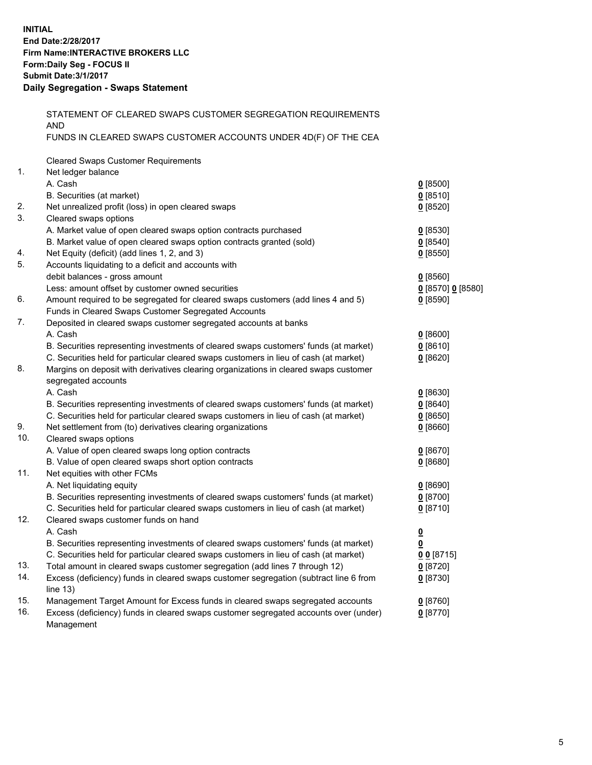**INITIAL**
**End Date:2/28/2017**
**Firm Name:INTERACTIVE BROKERS LLC**
**Form:Daily Seg - FOCUS II**
**Submit Date:3/1/2017**
**Daily Segregation - Swaps Statement**

STATEMENT OF CLEARED SWAPS CUSTOMER SEGREGATION REQUIREMENTS AND FUNDS IN CLEARED SWAPS CUSTOMER ACCOUNTS UNDER 4D(F) OF THE CEA

| | | |
|---|---|---|
| | Cleared Swaps Customer Requirements | |
| 1. | Net ledger balance | |
| | A. Cash | 0 [8500] |
| | B. Securities (at market) | 0 [8510] |
| 2. | Net unrealized profit (loss) in open cleared swaps | 0 [8520] |
| 3. | Cleared swaps options | |
| | A. Market value of open cleared swaps option contracts purchased | 0 [8530] |
| | B. Market value of open cleared swaps option contracts granted (sold) | 0 [8540] |
| 4. | Net Equity (deficit) (add lines 1, 2, and 3) | 0 [8550] |
| 5. | Accounts liquidating to a deficit and accounts with debit balances - gross amount | 0 [8560] |
| | Less: amount offset by customer owned securities | 0 [8570] 0 [8580] |
| 6. | Amount required to be segregated for cleared swaps customers (add lines 4 and 5) | 0 [8590] |
| | Funds in Cleared Swaps Customer Segregated Accounts | |
| 7. | Deposited in cleared swaps customer segregated accounts at banks | |
| | A. Cash | 0 [8600] |
| | B. Securities representing investments of cleared swaps customers' funds (at market) | 0 [8610] |
| | C. Securities held for particular cleared swaps customers in lieu of cash (at market) | 0 [8620] |
| 8. | Margins on deposit with derivatives clearing organizations in cleared swaps customer segregated accounts | |
| | A. Cash | 0 [8630] |
| | B. Securities representing investments of cleared swaps customers' funds (at market) | 0 [8640] |
| | C. Securities held for particular cleared swaps customers in lieu of cash (at market) | 0 [8650] |
| 9. | Net settlement from (to) derivatives clearing organizations | 0 [8660] |
| 10. | Cleared swaps options | |
| | A. Value of open cleared swaps long option contracts | 0 [8670] |
| | B. Value of open cleared swaps short option contracts | 0 [8680] |
| 11. | Net equities with other FCMs | |
| | A. Net liquidating equity | 0 [8690] |
| | B. Securities representing investments of cleared swaps customers' funds (at market) | 0 [8700] |
| | C. Securities held for particular cleared swaps customers in lieu of cash (at market) | 0 [8710] |
| 12. | Cleared swaps customer funds on hand | |
| | A. Cash | 0 |
| | B. Securities representing investments of cleared swaps customers' funds (at market) | 0 |
| | C. Securities held for particular cleared swaps customers in lieu of cash (at market) | 0 0 [8715] |
| 13. | Total amount in cleared swaps customer segregation (add lines 7 through 12) | 0 [8720] |
| 14. | Excess (deficiency) funds in cleared swaps customer segregation (subtract line 6 from line 13) | 0 [8730] |
| 15. | Management Target Amount for Excess funds in cleared swaps segregated accounts | 0 [8760] |
| 16. | Excess (deficiency) funds in cleared swaps customer segregated accounts over (under) Management | 0 [8770] |